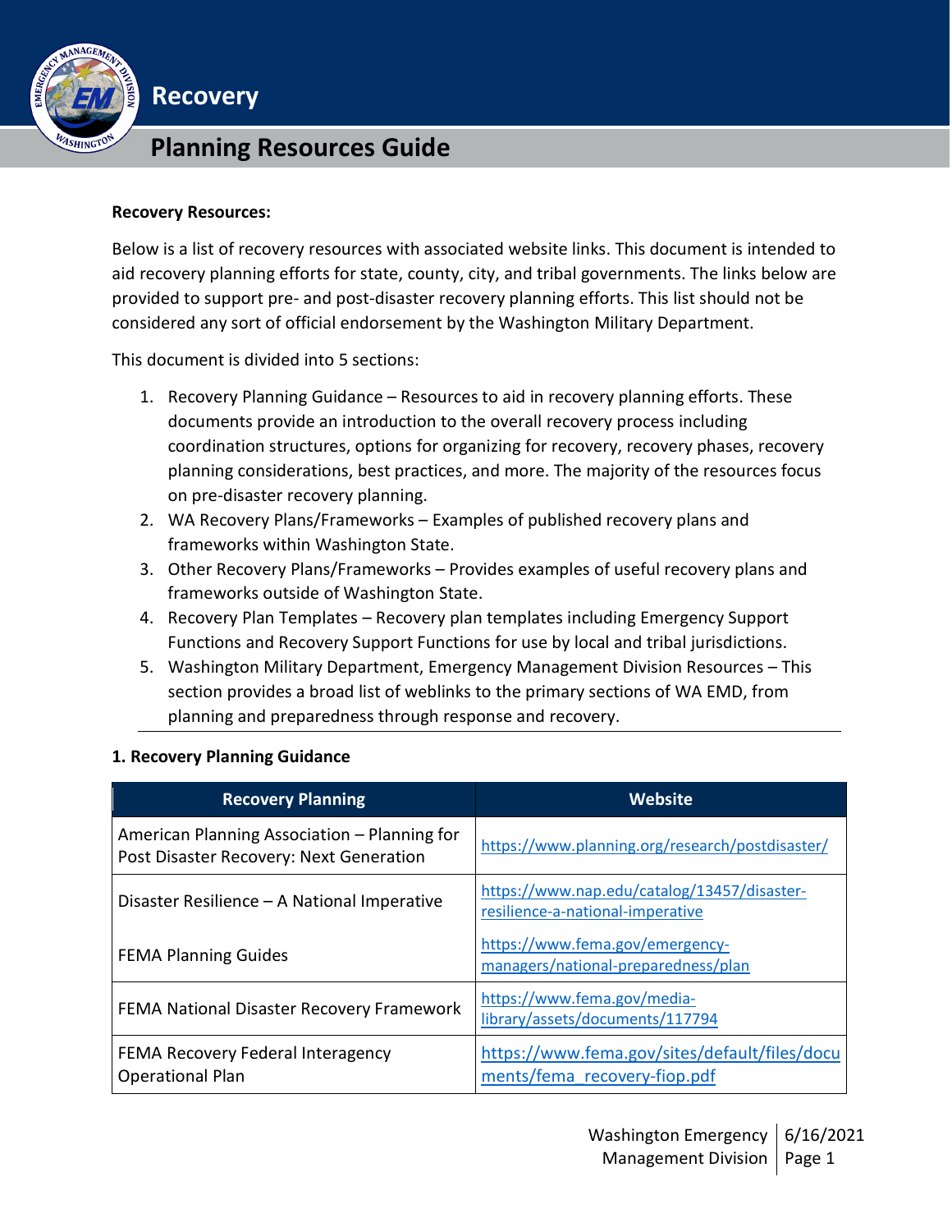# Recovery

## Planning Resources Guide

**Recovery Resources:**

Below is a list of recovery resources with associated website links. This document is intended to aid recovery planning efforts for state, county, city, and tribal governments. The links below are provided to support pre- and post-disaster recovery planning efforts. This list should not be considered any sort of official endorsement by the Washington Military Department.

This document is divided into 5 sections:

1. Recovery Planning Guidance – Resources to aid in recovery planning efforts. These documents provide an introduction to the overall recovery process including coordination structures, options for organizing for recovery, recovery phases, recovery planning considerations, best practices, and more. The majority of the resources focus on pre-disaster recovery planning.
2. WA Recovery Plans/Frameworks – Examples of published recovery plans and frameworks within Washington State.
3. Other Recovery Plans/Frameworks – Provides examples of useful recovery plans and frameworks outside of Washington State.
4. Recovery Plan Templates – Recovery plan templates including Emergency Support Functions and Recovery Support Functions for use by local and tribal jurisdictions.
5. Washington Military Department, Emergency Management Division Resources – This section provides a broad list of weblinks to the primary sections of WA EMD, from planning and preparedness through response and recovery.

---

**1. Recovery Planning Guidance**

| Recovery Planning | Website |
|---|---|
| American Planning Association – Planning for Post Disaster Recovery: Next Generation | https://www.planning.org/research/postdisaster/ |
| Disaster Resilience – A National Imperative | https://www.nap.edu/catalog/13457/disaster-resilience-a-national-imperative |
| FEMA Planning Guides | https://www.fema.gov/emergency-managers/national-preparedness/plan |
| FEMA National Disaster Recovery Framework | https://www.fema.gov/media-library/assets/documents/117794 |
| FEMA Recovery Federal Interagency Operational Plan | https://www.fema.gov/sites/default/files/documents/fema_recovery-fiop.pdf |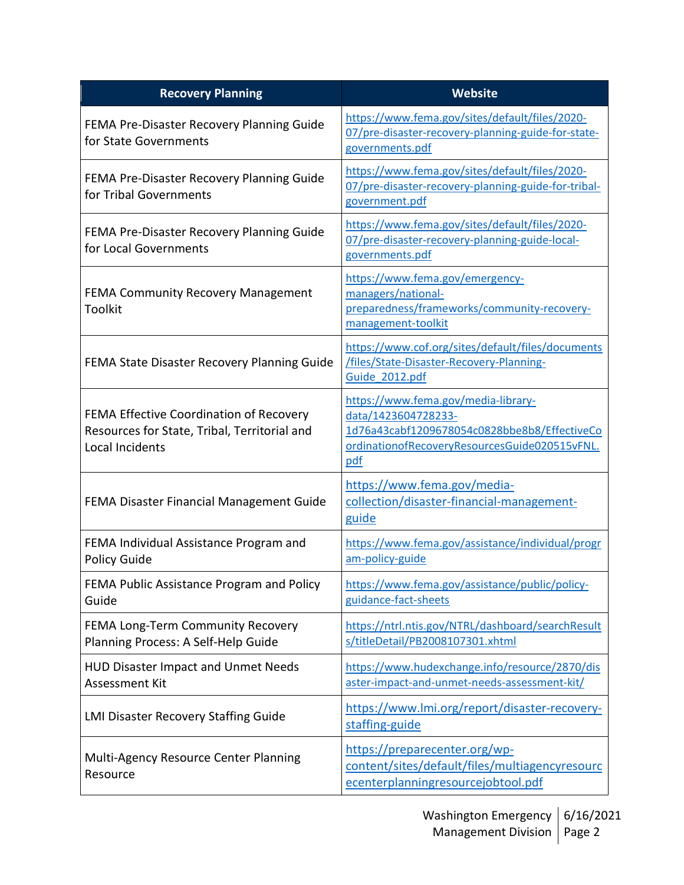| Recovery Planning | Website |
| --- | --- |
| FEMA Pre-Disaster Recovery Planning Guide for State Governments | https://www.fema.gov/sites/default/files/2020-07/pre-disaster-recovery-planning-guide-for-state-governments.pdf |
| FEMA Pre-Disaster Recovery Planning Guide for Tribal Governments | https://www.fema.gov/sites/default/files/2020-07/pre-disaster-recovery-planning-guide-for-tribal-government.pdf |
| FEMA Pre-Disaster Recovery Planning Guide for Local Governments | https://www.fema.gov/sites/default/files/2020-07/pre-disaster-recovery-planning-guide-local-governments.pdf |
| FEMA Community Recovery Management Toolkit | https://www.fema.gov/emergency-managers/national-preparedness/frameworks/community-recovery-management-toolkit |
| FEMA State Disaster Recovery Planning Guide | https://www.cof.org/sites/default/files/documents/files/State-Disaster-Recovery-Planning-Guide_2012.pdf |
| FEMA Effective Coordination of Recovery Resources for State, Tribal, Territorial and Local Incidents | https://www.fema.gov/media-library-data/1423604728233-1d76a43cabf1209678054c0828bbe8b8/EffectiveCoordinationofRecoveryResourcesGuide020515vFNL.pdf |
| FEMA Disaster Financial Management Guide | https://www.fema.gov/media-collection/disaster-financial-management-guide |
| FEMA Individual Assistance Program and Policy Guide | https://www.fema.gov/assistance/individual/program-policy-guide |
| FEMA Public Assistance Program and Policy Guide | https://www.fema.gov/assistance/public/policy-guidance-fact-sheets |
| FEMA Long-Term Community Recovery Planning Process: A Self-Help Guide | https://ntrl.ntis.gov/NTRL/dashboard/searchResults/titleDetail/PB2008107301.xhtml |
| HUD Disaster Impact and Unmet Needs Assessment Kit | https://www.hudexchange.info/resource/2870/disaster-impact-and-unmet-needs-assessment-kit/ |
| LMI Disaster Recovery Staffing Guide | https://www.lmi.org/report/disaster-recovery-staffing-guide |
| Multi-Agency Resource Center Planning Resource | https://preparecenter.org/wp-content/sites/default/files/multiagencyresourcecenterplanningresourcejobtool.pdf |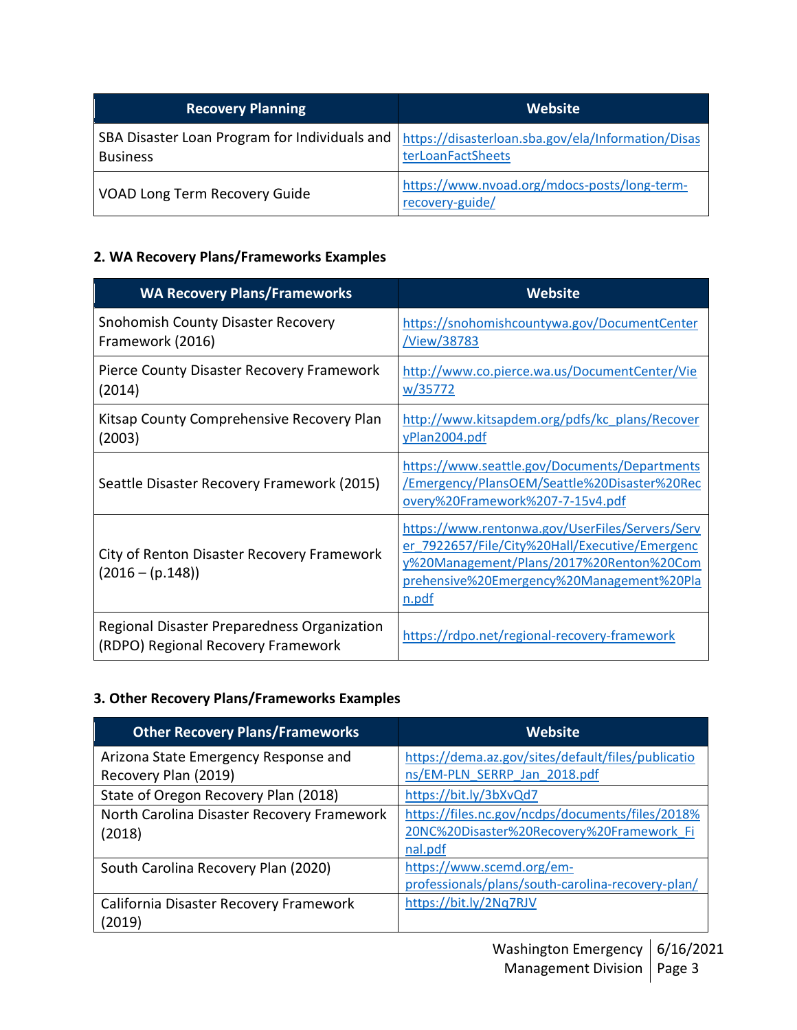| Recovery Planning | Website |
| --- | --- |
| SBA Disaster Loan Program for Individuals and Business | https://disasterloan.sba.gov/ela/Information/DisasterLoanFactSheets |
| VOAD Long Term Recovery Guide | https://www.nvoad.org/mdocs-posts/long-term-recovery-guide/ |

### 2. WA Recovery Plans/Frameworks Examples

| WA Recovery Plans/Frameworks | Website |
| --- | --- |
| Snohomish County Disaster Recovery Framework (2016) | https://snohomishcountywa.gov/DocumentCenter/View/38783 |
| Pierce County Disaster Recovery Framework (2014) | http://www.co.pierce.wa.us/DocumentCenter/View/35772 |
| Kitsap County Comprehensive Recovery Plan (2003) | http://www.kitsapdem.org/pdfs/kc_plans/RecoveryPlan2004.pdf |
| Seattle Disaster Recovery Framework (2015) | https://www.seattle.gov/Documents/Departments/Emergency/PlansOEM/Seattle%20Disaster%20Recovery%20Framework%207-7-15v4.pdf |
| City of Renton Disaster Recovery Framework (2016 – (p.148)) | https://www.rentonwa.gov/UserFiles/Servers/Server_7922657/File/City%20Hall/Executive/Emergency%20Management/Plans/2017%20Renton%20Comprehensive%20Emergency%20Management%20Plan.pdf |
| Regional Disaster Preparedness Organization (RDPO) Regional Recovery Framework | https://rdpo.net/regional-recovery-framework |

### 3. Other Recovery Plans/Frameworks Examples

| Other Recovery Plans/Frameworks | Website |
| --- | --- |
| Arizona State Emergency Response and Recovery Plan (2019) | https://dema.az.gov/sites/default/files/publications/EM-PLN_SERRP_Jan_2018.pdf |
| State of Oregon Recovery Plan (2018) | https://bit.ly/3bXvQd7 |
| North Carolina Disaster Recovery Framework (2018) | https://files.nc.gov/ncdps/documents/files/2018%20NC%20Disaster%20Recovery%20Framework_Final.pdf |
| South Carolina Recovery Plan (2020) | https://www.scemd.org/em-professionals/plans/south-carolina-recovery-plan/ |
| California Disaster Recovery Framework (2019) | https://bit.ly/2Nq7RJV |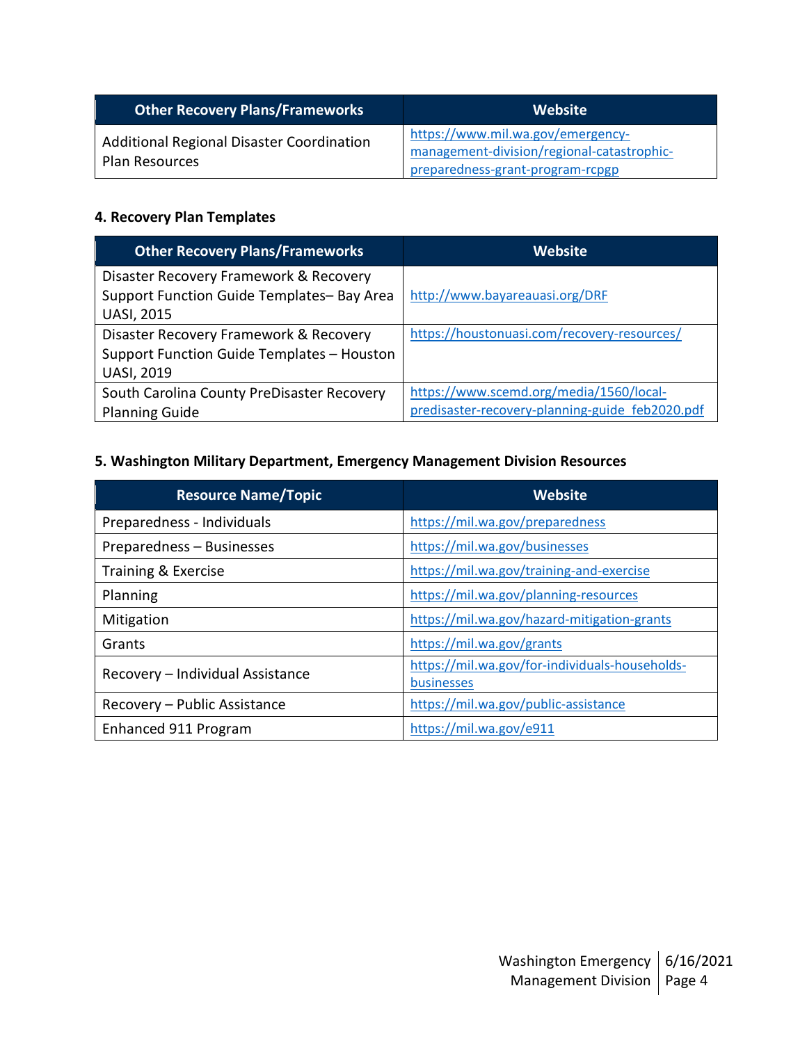| Other Recovery Plans/Frameworks | Website |
|---|---|
| Additional Regional Disaster Coordination Plan Resources | https://www.mil.wa.gov/emergency-management-division/regional-catastrophic-preparedness-grant-program-rcpgp |

#### 4. Recovery Plan Templates

| Other Recovery Plans/Frameworks | Website |
|---|---|
| Disaster Recovery Framework & Recovery Support Function Guide Templates– Bay Area UASI, 2015 | http://www.bayareauasi.org/DRF |
| Disaster Recovery Framework & Recovery Support Function Guide Templates – Houston UASI, 2019 | https://houstonuasi.com/recovery-resources/ |
| South Carolina County PreDisaster Recovery Planning Guide | https://www.scemd.org/media/1560/local-predisaster-recovery-planning-guide_feb2020.pdf |

#### 5. Washington Military Department, Emergency Management Division Resources

| Resource Name/Topic | Website |
|---|---|
| Preparedness - Individuals | https://mil.wa.gov/preparedness |
| Preparedness – Businesses | https://mil.wa.gov/businesses |
| Training & Exercise | https://mil.wa.gov/training-and-exercise |
| Planning | https://mil.wa.gov/planning-resources |
| Mitigation | https://mil.wa.gov/hazard-mitigation-grants |
| Grants | https://mil.wa.gov/grants |
| Recovery – Individual Assistance | https://mil.wa.gov/for-individuals-households-businesses |
| Recovery – Public Assistance | https://mil.wa.gov/public-assistance |
| Enhanced 911 Program | https://mil.wa.gov/e911 |